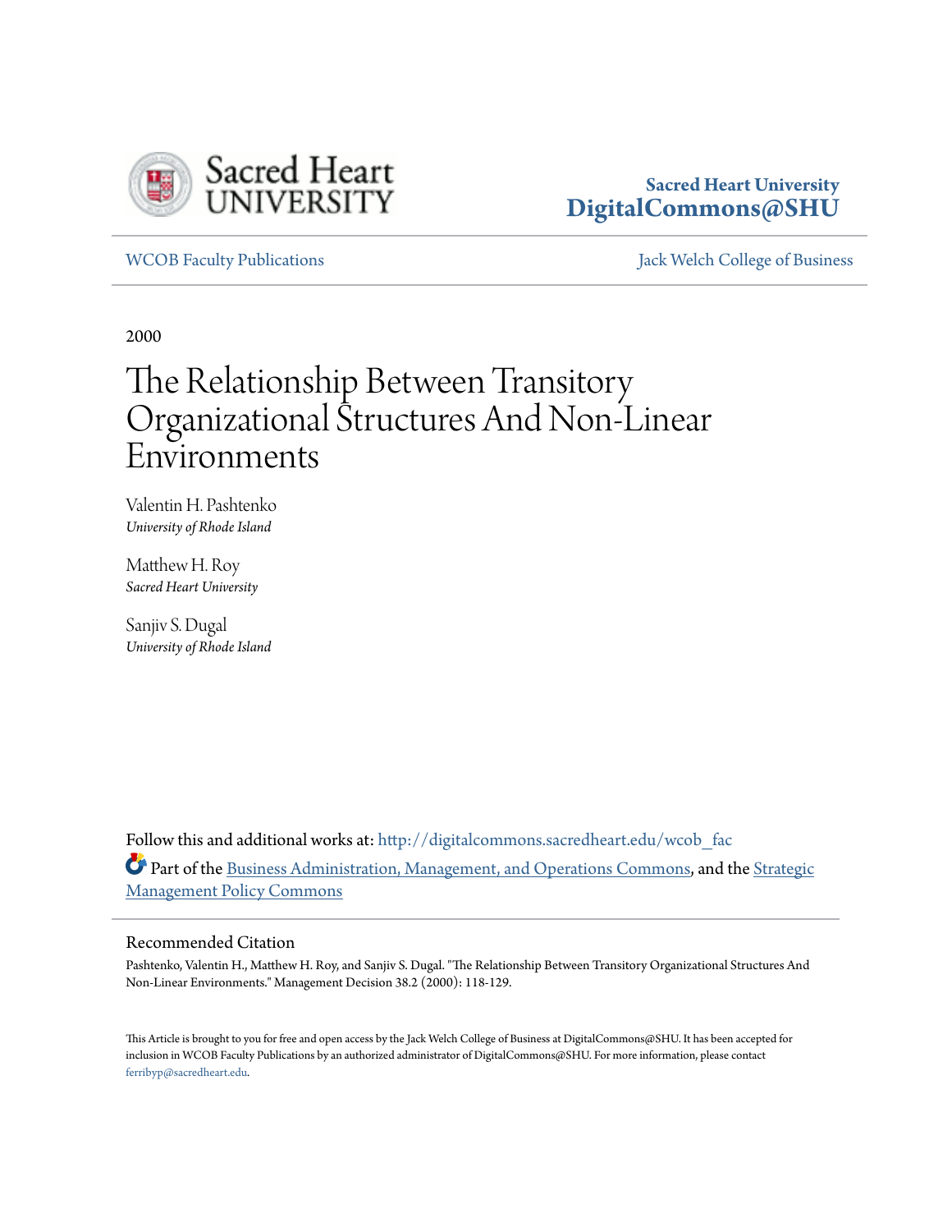Sacred Heart University
DigitalCommons@SHU

WCOB Faculty Publications | Jack Welch College of Business

2000

# The Relationship Between Transitory Organizational Structures And Non-Linear Environments

Valentin H. Pashtenko
*University of Rhode Island*

Matthew H. Roy
*Sacred Heart University*

Sanjiv S. Dugal
*University of Rhode Island*

Follow this and additional works at: http://digitalcommons.sacredheart.edu/wcob_fac

Part of the Business Administration, Management, and Operations Commons, and the Strategic Management Policy Commons

## Recommended Citation

Pashtenko, Valentin H., Matthew H. Roy, and Sanjiv S. Dugal. "The Relationship Between Transitory Organizational Structures And Non-Linear Environments." Management Decision 38.2 (2000): 118-129.

This Article is brought to you for free and open access by the Jack Welch College of Business at DigitalCommons@SHU. It has been accepted for inclusion in WCOB Faculty Publications by an authorized administrator of DigitalCommons@SHU. For more information, please contact ferribyp@sacredheart.edu.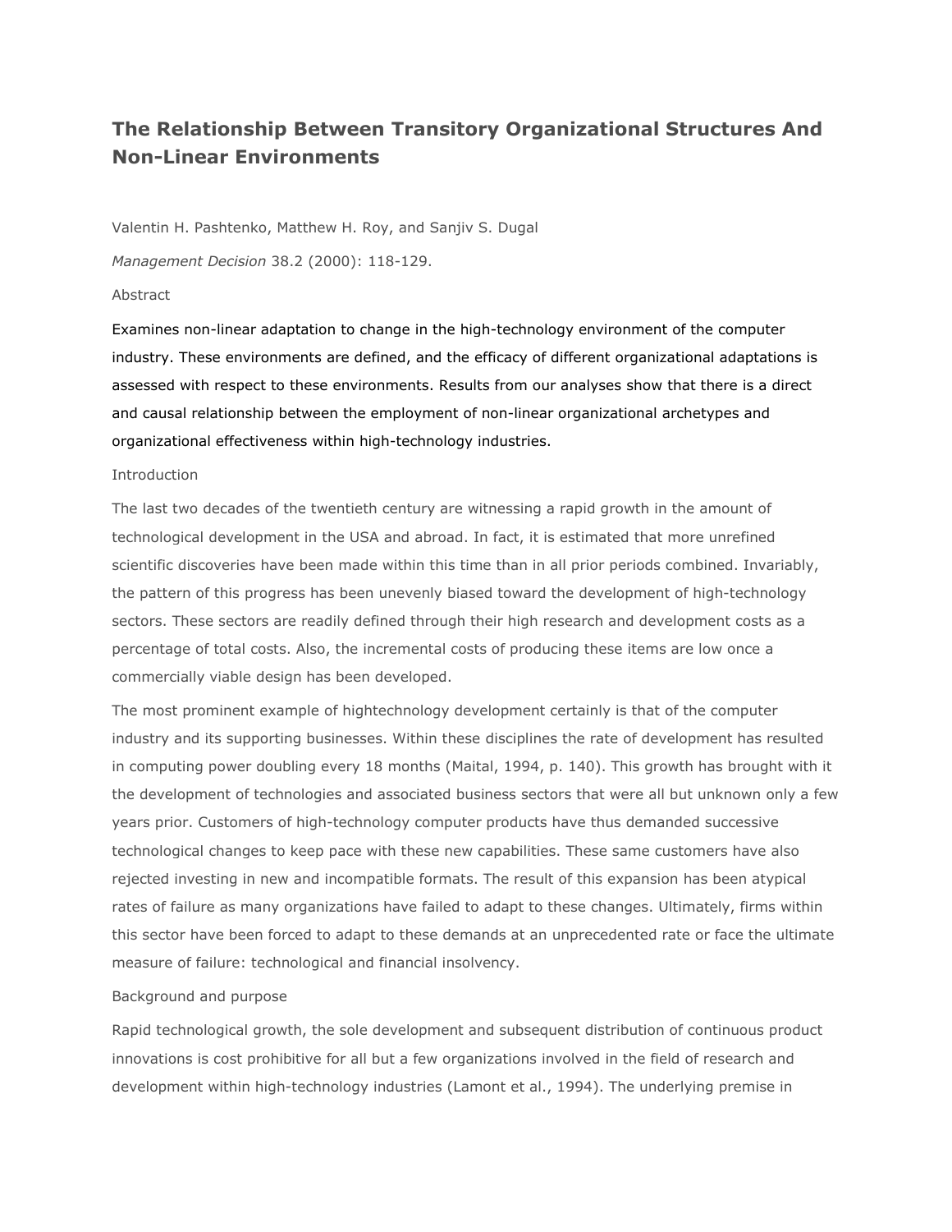# The Relationship Between Transitory Organizational Structures And Non-Linear Environments

Valentin H. Pashtenko, Matthew H. Roy, and Sanjiv S. Dugal

*Management Decision* 38.2 (2000): 118-129.

Abstract

Examines non-linear adaptation to change in the high-technology environment of the computer industry. These environments are defined, and the efficacy of different organizational adaptations is assessed with respect to these environments. Results from our analyses show that there is a direct and causal relationship between the employment of non-linear organizational archetypes and organizational effectiveness within high-technology industries.

Introduction

The last two decades of the twentieth century are witnessing a rapid growth in the amount of technological development in the USA and abroad. In fact, it is estimated that more unrefined scientific discoveries have been made within this time than in all prior periods combined. Invariably, the pattern of this progress has been unevenly biased toward the development of high-technology sectors. These sectors are readily defined through their high research and development costs as a percentage of total costs. Also, the incremental costs of producing these items are low once a commercially viable design has been developed.

The most prominent example of hightechnology development certainly is that of the computer industry and its supporting businesses. Within these disciplines the rate of development has resulted in computing power doubling every 18 months (Maital, 1994, p. 140). This growth has brought with it the development of technologies and associated business sectors that were all but unknown only a few years prior. Customers of high-technology computer products have thus demanded successive technological changes to keep pace with these new capabilities. These same customers have also rejected investing in new and incompatible formats. The result of this expansion has been atypical rates of failure as many organizations have failed to adapt to these changes. Ultimately, firms within this sector have been forced to adapt to these demands at an unprecedented rate or face the ultimate measure of failure: technological and financial insolvency.

Background and purpose

Rapid technological growth, the sole development and subsequent distribution of continuous product innovations is cost prohibitive for all but a few organizations involved in the field of research and development within high-technology industries (Lamont et al., 1994). The underlying premise in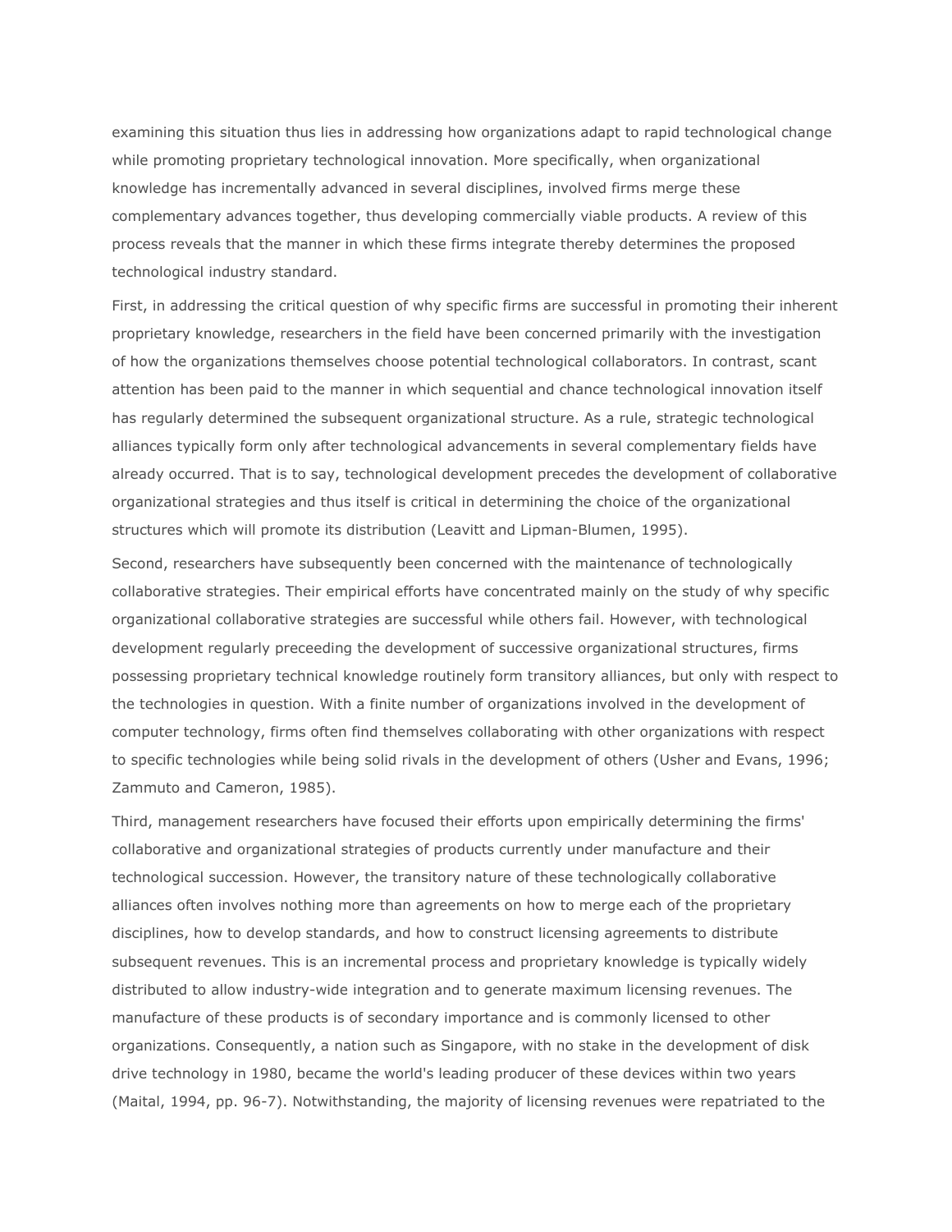examining this situation thus lies in addressing how organizations adapt to rapid technological change while promoting proprietary technological innovation. More specifically, when organizational knowledge has incrementally advanced in several disciplines, involved firms merge these complementary advances together, thus developing commercially viable products. A review of this process reveals that the manner in which these firms integrate thereby determines the proposed technological industry standard.

First, in addressing the critical question of why specific firms are successful in promoting their inherent proprietary knowledge, researchers in the field have been concerned primarily with the investigation of how the organizations themselves choose potential technological collaborators. In contrast, scant attention has been paid to the manner in which sequential and chance technological innovation itself has regularly determined the subsequent organizational structure. As a rule, strategic technological alliances typically form only after technological advancements in several complementary fields have already occurred. That is to say, technological development precedes the development of collaborative organizational strategies and thus itself is critical in determining the choice of the organizational structures which will promote its distribution (Leavitt and Lipman-Blumen, 1995).

Second, researchers have subsequently been concerned with the maintenance of technologically collaborative strategies. Their empirical efforts have concentrated mainly on the study of why specific organizational collaborative strategies are successful while others fail. However, with technological development regularly preceeding the development of successive organizational structures, firms possessing proprietary technical knowledge routinely form transitory alliances, but only with respect to the technologies in question. With a finite number of organizations involved in the development of computer technology, firms often find themselves collaborating with other organizations with respect to specific technologies while being solid rivals in the development of others (Usher and Evans, 1996; Zammuto and Cameron, 1985).

Third, management researchers have focused their efforts upon empirically determining the firms' collaborative and organizational strategies of products currently under manufacture and their technological succession. However, the transitory nature of these technologically collaborative alliances often involves nothing more than agreements on how to merge each of the proprietary disciplines, how to develop standards, and how to construct licensing agreements to distribute subsequent revenues. This is an incremental process and proprietary knowledge is typically widely distributed to allow industry-wide integration and to generate maximum licensing revenues. The manufacture of these products is of secondary importance and is commonly licensed to other organizations. Consequently, a nation such as Singapore, with no stake in the development of disk drive technology in 1980, became the world's leading producer of these devices within two years (Maital, 1994, pp. 96-7). Notwithstanding, the majority of licensing revenues were repatriated to the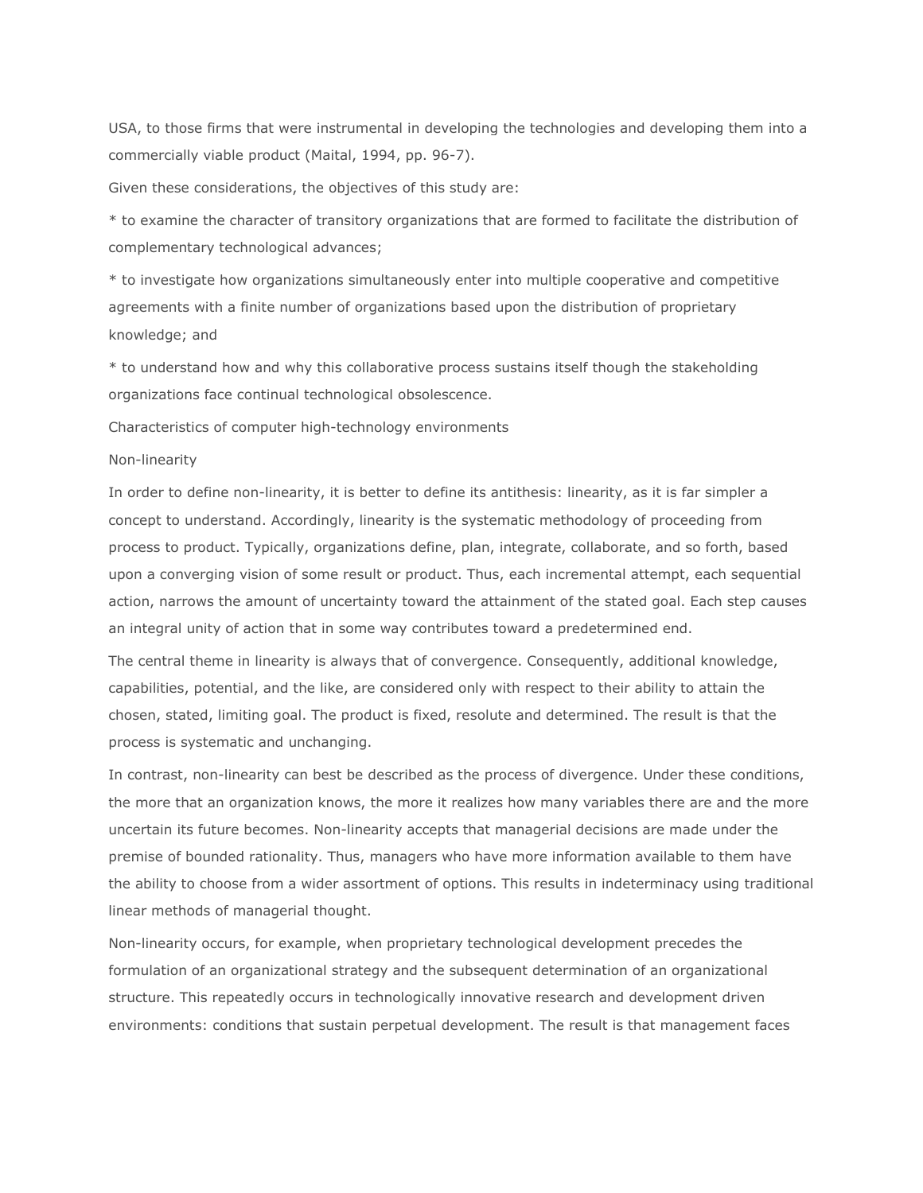USA, to those firms that were instrumental in developing the technologies and developing them into a commercially viable product (Maital, 1994, pp. 96-7).

Given these considerations, the objectives of this study are:

* to examine the character of transitory organizations that are formed to facilitate the distribution of complementary technological advances;

* to investigate how organizations simultaneously enter into multiple cooperative and competitive agreements with a finite number of organizations based upon the distribution of proprietary knowledge; and

* to understand how and why this collaborative process sustains itself though the stakeholding organizations face continual technological obsolescence.

## Characteristics of computer high-technology environments

### Non-linearity

In order to define non-linearity, it is better to define its antithesis: linearity, as it is far simpler a concept to understand. Accordingly, linearity is the systematic methodology of proceeding from process to product. Typically, organizations define, plan, integrate, collaborate, and so forth, based upon a converging vision of some result or product. Thus, each incremental attempt, each sequential action, narrows the amount of uncertainty toward the attainment of the stated goal. Each step causes an integral unity of action that in some way contributes toward a predetermined end.

The central theme in linearity is always that of convergence. Consequently, additional knowledge, capabilities, potential, and the like, are considered only with respect to their ability to attain the chosen, stated, limiting goal. The product is fixed, resolute and determined. The result is that the process is systematic and unchanging.

In contrast, non-linearity can best be described as the process of divergence. Under these conditions, the more that an organization knows, the more it realizes how many variables there are and the more uncertain its future becomes. Non-linearity accepts that managerial decisions are made under the premise of bounded rationality. Thus, managers who have more information available to them have the ability to choose from a wider assortment of options. This results in indeterminacy using traditional linear methods of managerial thought.

Non-linearity occurs, for example, when proprietary technological development precedes the formulation of an organizational strategy and the subsequent determination of an organizational structure. This repeatedly occurs in technologically innovative research and development driven environments: conditions that sustain perpetual development. The result is that management faces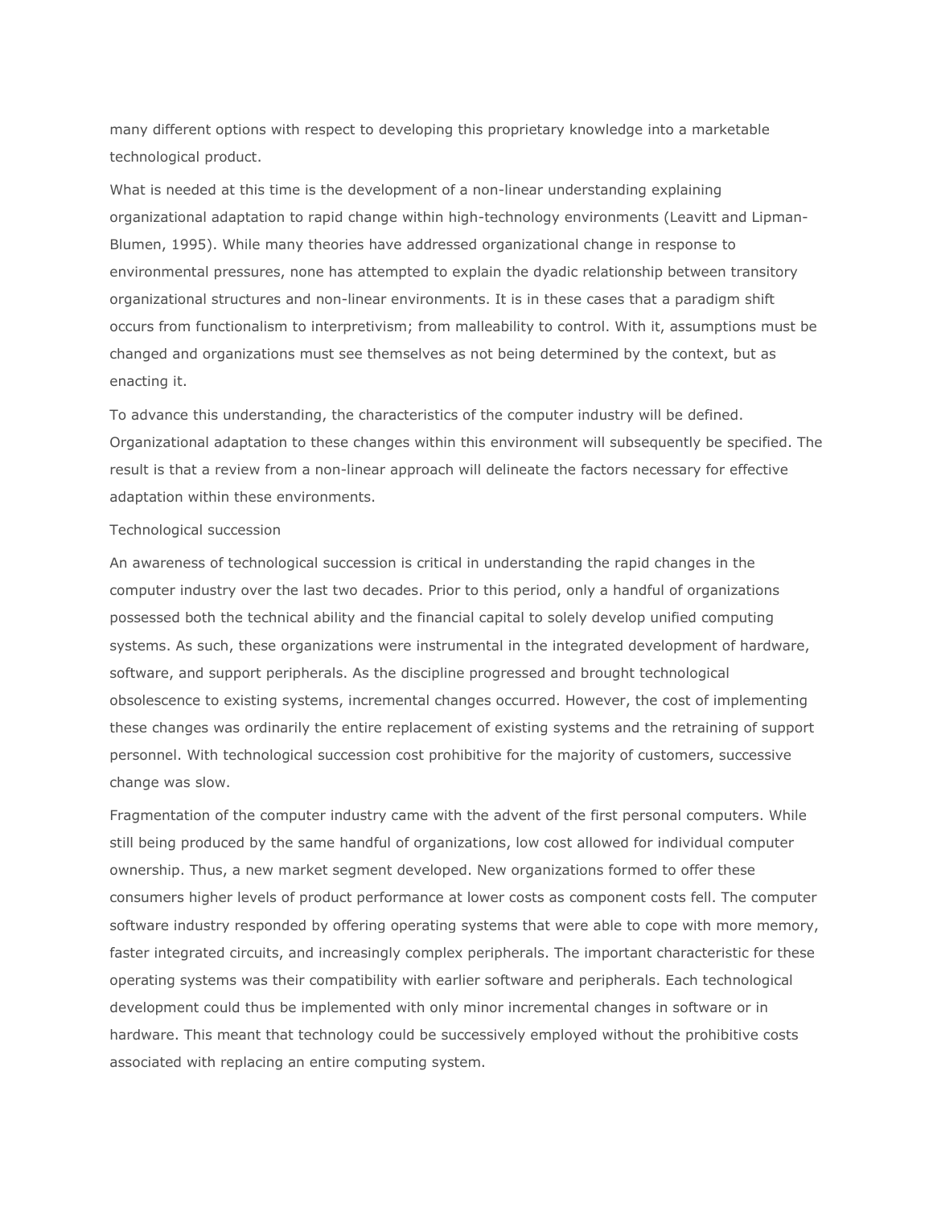many different options with respect to developing this proprietary knowledge into a marketable technological product.

What is needed at this time is the development of a non-linear understanding explaining organizational adaptation to rapid change within high-technology environments (Leavitt and Lipman-Blumen, 1995). While many theories have addressed organizational change in response to environmental pressures, none has attempted to explain the dyadic relationship between transitory organizational structures and non-linear environments. It is in these cases that a paradigm shift occurs from functionalism to interpretivism; from malleability to control. With it, assumptions must be changed and organizations must see themselves as not being determined by the context, but as enacting it.

To advance this understanding, the characteristics of the computer industry will be defined. Organizational adaptation to these changes within this environment will subsequently be specified. The result is that a review from a non-linear approach will delineate the factors necessary for effective adaptation within these environments.

## Technological succession

An awareness of technological succession is critical in understanding the rapid changes in the computer industry over the last two decades. Prior to this period, only a handful of organizations possessed both the technical ability and the financial capital to solely develop unified computing systems. As such, these organizations were instrumental in the integrated development of hardware, software, and support peripherals. As the discipline progressed and brought technological obsolescence to existing systems, incremental changes occurred. However, the cost of implementing these changes was ordinarily the entire replacement of existing systems and the retraining of support personnel. With technological succession cost prohibitive for the majority of customers, successive change was slow.

Fragmentation of the computer industry came with the advent of the first personal computers. While still being produced by the same handful of organizations, low cost allowed for individual computer ownership. Thus, a new market segment developed. New organizations formed to offer these consumers higher levels of product performance at lower costs as component costs fell. The computer software industry responded by offering operating systems that were able to cope with more memory, faster integrated circuits, and increasingly complex peripherals. The important characteristic for these operating systems was their compatibility with earlier software and peripherals. Each technological development could thus be implemented with only minor incremental changes in software or in hardware. This meant that technology could be successively employed without the prohibitive costs associated with replacing an entire computing system.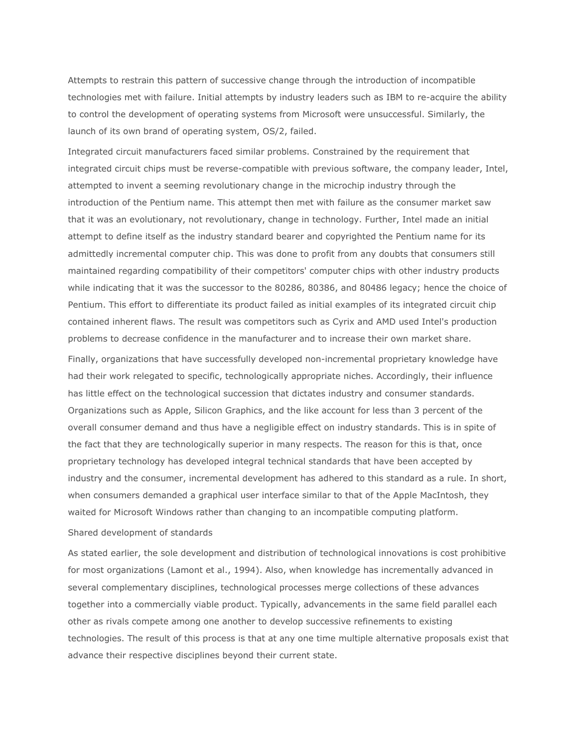Attempts to restrain this pattern of successive change through the introduction of incompatible technologies met with failure. Initial attempts by industry leaders such as IBM to re-acquire the ability to control the development of operating systems from Microsoft were unsuccessful. Similarly, the launch of its own brand of operating system, OS/2, failed.

Integrated circuit manufacturers faced similar problems. Constrained by the requirement that integrated circuit chips must be reverse-compatible with previous software, the company leader, Intel, attempted to invent a seeming revolutionary change in the microchip industry through the introduction of the Pentium name. This attempt then met with failure as the consumer market saw that it was an evolutionary, not revolutionary, change in technology. Further, Intel made an initial attempt to define itself as the industry standard bearer and copyrighted the Pentium name for its admittedly incremental computer chip. This was done to profit from any doubts that consumers still maintained regarding compatibility of their competitors' computer chips with other industry products while indicating that it was the successor to the 80286, 80386, and 80486 legacy; hence the choice of Pentium. This effort to differentiate its product failed as initial examples of its integrated circuit chip contained inherent flaws. The result was competitors such as Cyrix and AMD used Intel's production problems to decrease confidence in the manufacturer and to increase their own market share.

Finally, organizations that have successfully developed non-incremental proprietary knowledge have had their work relegated to specific, technologically appropriate niches. Accordingly, their influence has little effect on the technological succession that dictates industry and consumer standards. Organizations such as Apple, Silicon Graphics, and the like account for less than 3 percent of the overall consumer demand and thus have a negligible effect on industry standards. This is in spite of the fact that they are technologically superior in many respects. The reason for this is that, once proprietary technology has developed integral technical standards that have been accepted by industry and the consumer, incremental development has adhered to this standard as a rule. In short, when consumers demanded a graphical user interface similar to that of the Apple MacIntosh, they waited for Microsoft Windows rather than changing to an incompatible computing platform.

Shared development of standards

As stated earlier, the sole development and distribution of technological innovations is cost prohibitive for most organizations (Lamont et al., 1994). Also, when knowledge has incrementally advanced in several complementary disciplines, technological processes merge collections of these advances together into a commercially viable product. Typically, advancements in the same field parallel each other as rivals compete among one another to develop successive refinements to existing technologies. The result of this process is that at any one time multiple alternative proposals exist that advance their respective disciplines beyond their current state.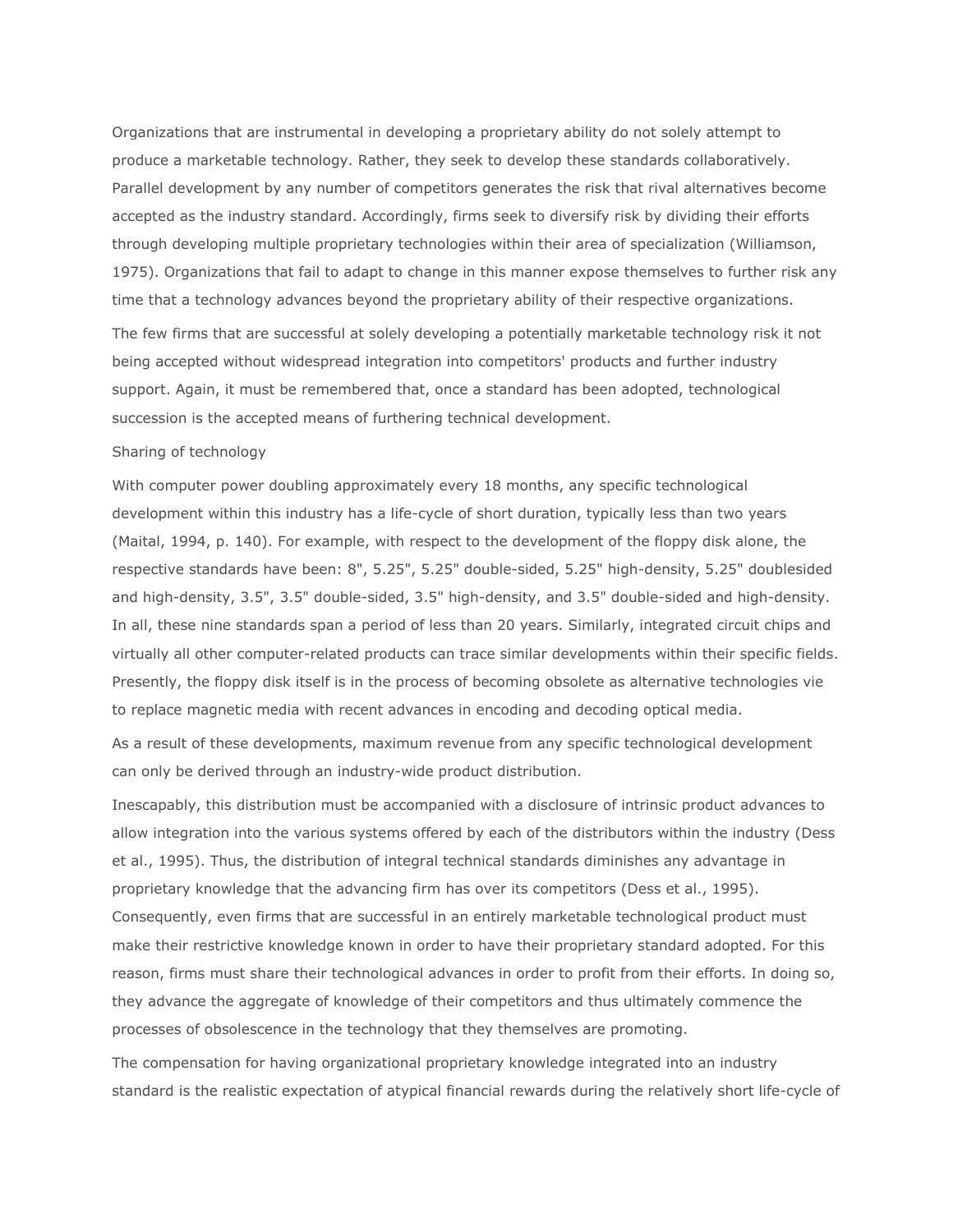Organizations that are instrumental in developing a proprietary ability do not solely attempt to produce a marketable technology. Rather, they seek to develop these standards collaboratively. Parallel development by any number of competitors generates the risk that rival alternatives become accepted as the industry standard. Accordingly, firms seek to diversify risk by dividing their efforts through developing multiple proprietary technologies within their area of specialization (Williamson, 1975). Organizations that fail to adapt to change in this manner expose themselves to further risk any time that a technology advances beyond the proprietary ability of their respective organizations.

The few firms that are successful at solely developing a potentially marketable technology risk it not being accepted without widespread integration into competitors' products and further industry support. Again, it must be remembered that, once a standard has been adopted, technological succession is the accepted means of furthering technical development.

## Sharing of technology

With computer power doubling approximately every 18 months, any specific technological development within this industry has a life-cycle of short duration, typically less than two years (Maital, 1994, p. 140). For example, with respect to the development of the floppy disk alone, the respective standards have been: 8", 5.25", 5.25" double-sided, 5.25" high-density, 5.25" doublesided and high-density, 3.5", 3.5" double-sided, 3.5" high-density, and 3.5" double-sided and high-density. In all, these nine standards span a period of less than 20 years. Similarly, integrated circuit chips and virtually all other computer-related products can trace similar developments within their specific fields. Presently, the floppy disk itself is in the process of becoming obsolete as alternative technologies vie to replace magnetic media with recent advances in encoding and decoding optical media.

As a result of these developments, maximum revenue from any specific technological development can only be derived through an industry-wide product distribution.

Inescapably, this distribution must be accompanied with a disclosure of intrinsic product advances to allow integration into the various systems offered by each of the distributors within the industry (Dess et al., 1995). Thus, the distribution of integral technical standards diminishes any advantage in proprietary knowledge that the advancing firm has over its competitors (Dess et al., 1995). Consequently, even firms that are successful in an entirely marketable technological product must make their restrictive knowledge known in order to have their proprietary standard adopted. For this reason, firms must share their technological advances in order to profit from their efforts. In doing so, they advance the aggregate of knowledge of their competitors and thus ultimately commence the processes of obsolescence in the technology that they themselves are promoting.

The compensation for having organizational proprietary knowledge integrated into an industry standard is the realistic expectation of atypical financial rewards during the relatively short life-cycle of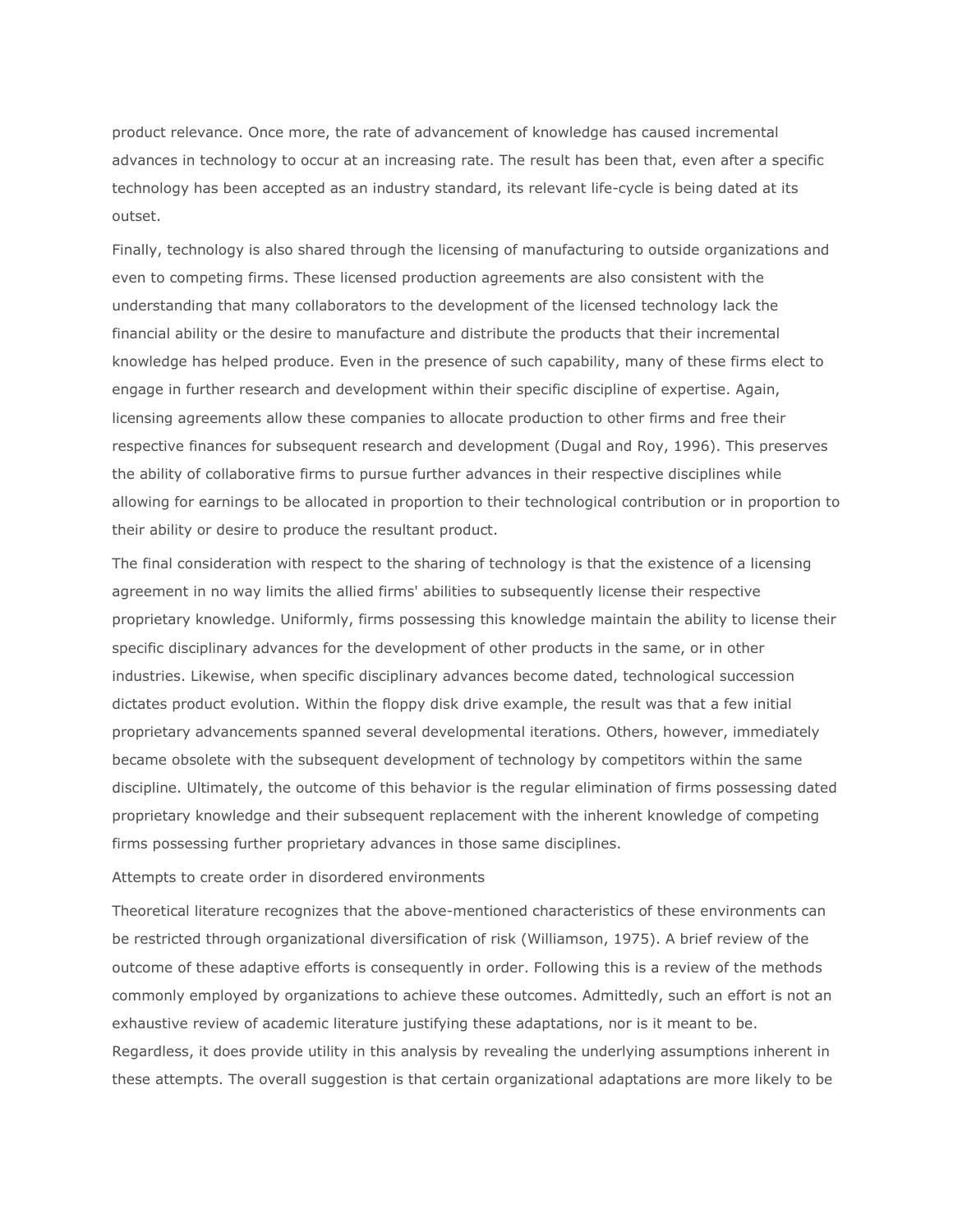product relevance. Once more, the rate of advancement of knowledge has caused incremental advances in technology to occur at an increasing rate. The result has been that, even after a specific technology has been accepted as an industry standard, its relevant life-cycle is being dated at its outset.

Finally, technology is also shared through the licensing of manufacturing to outside organizations and even to competing firms. These licensed production agreements are also consistent with the understanding that many collaborators to the development of the licensed technology lack the financial ability or the desire to manufacture and distribute the products that their incremental knowledge has helped produce. Even in the presence of such capability, many of these firms elect to engage in further research and development within their specific discipline of expertise. Again, licensing agreements allow these companies to allocate production to other firms and free their respective finances for subsequent research and development (Dugal and Roy, 1996). This preserves the ability of collaborative firms to pursue further advances in their respective disciplines while allowing for earnings to be allocated in proportion to their technological contribution or in proportion to their ability or desire to produce the resultant product.

The final consideration with respect to the sharing of technology is that the existence of a licensing agreement in no way limits the allied firms' abilities to subsequently license their respective proprietary knowledge. Uniformly, firms possessing this knowledge maintain the ability to license their specific disciplinary advances for the development of other products in the same, or in other industries. Likewise, when specific disciplinary advances become dated, technological succession dictates product evolution. Within the floppy disk drive example, the result was that a few initial proprietary advancements spanned several developmental iterations. Others, however, immediately became obsolete with the subsequent development of technology by competitors within the same discipline. Ultimately, the outcome of this behavior is the regular elimination of firms possessing dated proprietary knowledge and their subsequent replacement with the inherent knowledge of competing firms possessing further proprietary advances in those same disciplines.

## Attempts to create order in disordered environments

Theoretical literature recognizes that the above-mentioned characteristics of these environments can be restricted through organizational diversification of risk (Williamson, 1975). A brief review of the outcome of these adaptive efforts is consequently in order. Following this is a review of the methods commonly employed by organizations to achieve these outcomes. Admittedly, such an effort is not an exhaustive review of academic literature justifying these adaptations, nor is it meant to be. Regardless, it does provide utility in this analysis by revealing the underlying assumptions inherent in these attempts. The overall suggestion is that certain organizational adaptations are more likely to be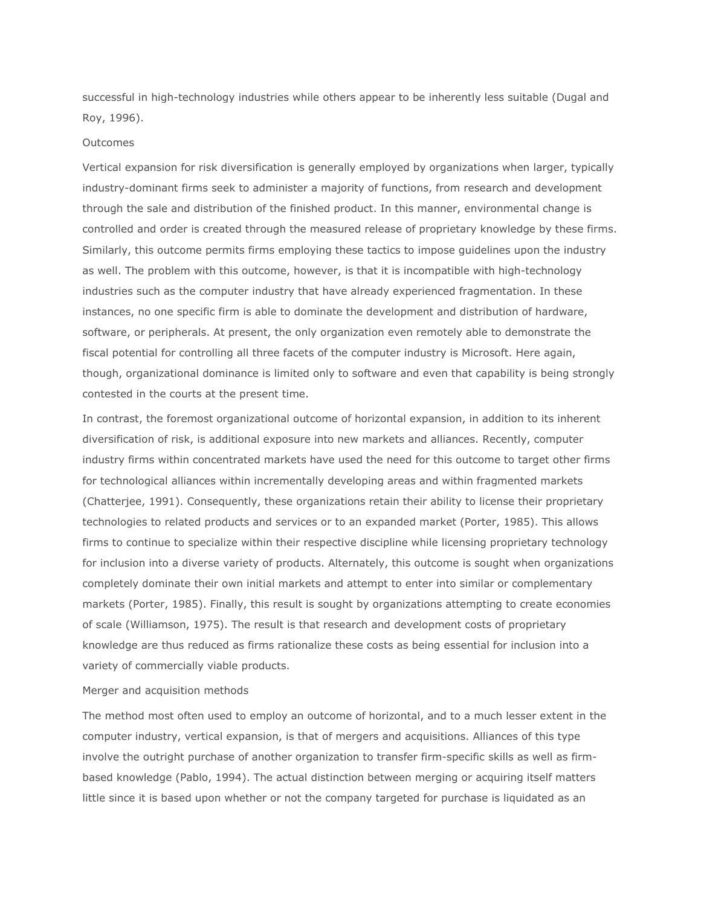successful in high-technology industries while others appear to be inherently less suitable (Dugal and Roy, 1996).

## Outcomes

Vertical expansion for risk diversification is generally employed by organizations when larger, typically industry-dominant firms seek to administer a majority of functions, from research and development through the sale and distribution of the finished product. In this manner, environmental change is controlled and order is created through the measured release of proprietary knowledge by these firms. Similarly, this outcome permits firms employing these tactics to impose guidelines upon the industry as well. The problem with this outcome, however, is that it is incompatible with high-technology industries such as the computer industry that have already experienced fragmentation. In these instances, no one specific firm is able to dominate the development and distribution of hardware, software, or peripherals. At present, the only organization even remotely able to demonstrate the fiscal potential for controlling all three facets of the computer industry is Microsoft. Here again, though, organizational dominance is limited only to software and even that capability is being strongly contested in the courts at the present time.

In contrast, the foremost organizational outcome of horizontal expansion, in addition to its inherent diversification of risk, is additional exposure into new markets and alliances. Recently, computer industry firms within concentrated markets have used the need for this outcome to target other firms for technological alliances within incrementally developing areas and within fragmented markets (Chatterjee, 1991). Consequently, these organizations retain their ability to license their proprietary technologies to related products and services or to an expanded market (Porter, 1985). This allows firms to continue to specialize within their respective discipline while licensing proprietary technology for inclusion into a diverse variety of products. Alternately, this outcome is sought when organizations completely dominate their own initial markets and attempt to enter into similar or complementary markets (Porter, 1985). Finally, this result is sought by organizations attempting to create economies of scale (Williamson, 1975). The result is that research and development costs of proprietary knowledge are thus reduced as firms rationalize these costs as being essential for inclusion into a variety of commercially viable products.

## Merger and acquisition methods

The method most often used to employ an outcome of horizontal, and to a much lesser extent in the computer industry, vertical expansion, is that of mergers and acquisitions. Alliances of this type involve the outright purchase of another organization to transfer firm-specific skills as well as firm-based knowledge (Pablo, 1994). The actual distinction between merging or acquiring itself matters little since it is based upon whether or not the company targeted for purchase is liquidated as an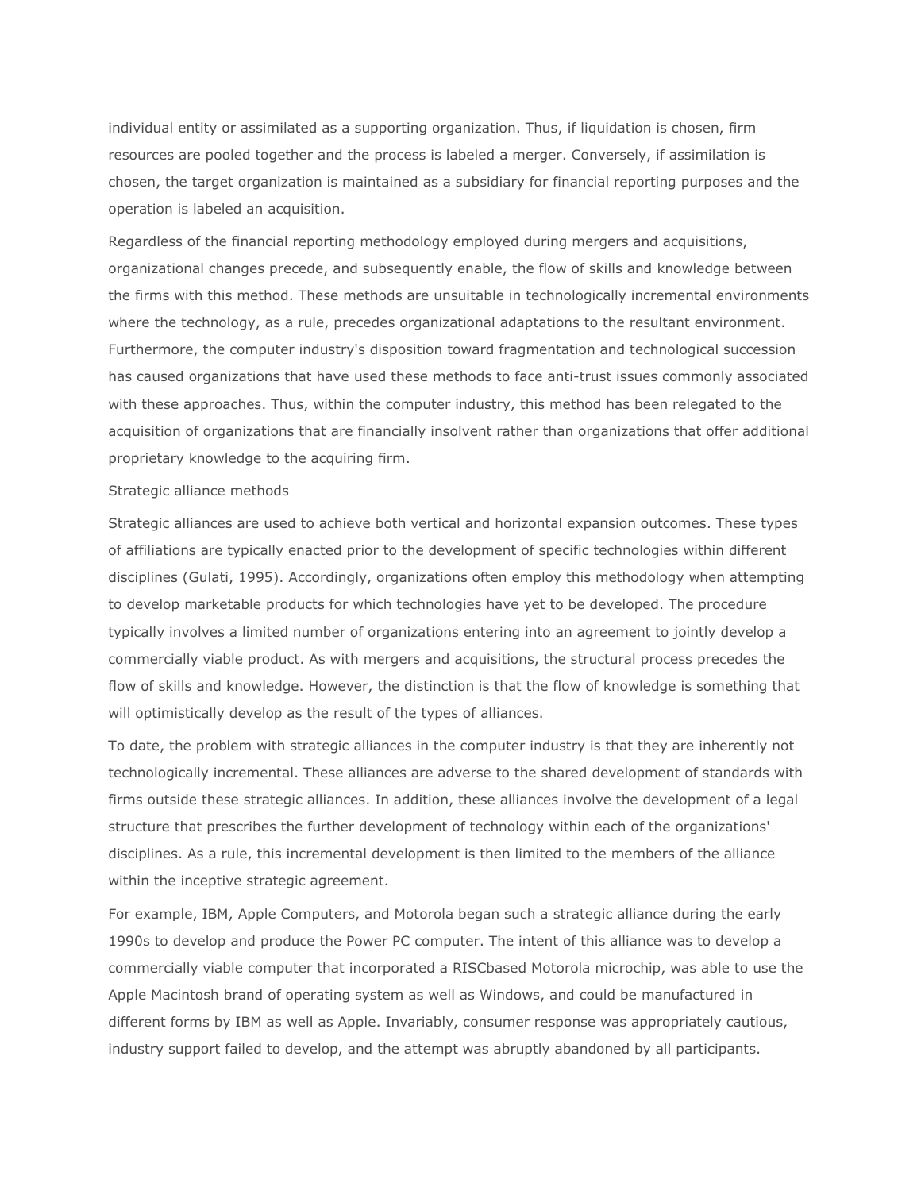individual entity or assimilated as a supporting organization. Thus, if liquidation is chosen, firm resources are pooled together and the process is labeled a merger. Conversely, if assimilation is chosen, the target organization is maintained as a subsidiary for financial reporting purposes and the operation is labeled an acquisition.

Regardless of the financial reporting methodology employed during mergers and acquisitions, organizational changes precede, and subsequently enable, the flow of skills and knowledge between the firms with this method. These methods are unsuitable in technologically incremental environments where the technology, as a rule, precedes organizational adaptations to the resultant environment. Furthermore, the computer industry's disposition toward fragmentation and technological succession has caused organizations that have used these methods to face anti-trust issues commonly associated with these approaches. Thus, within the computer industry, this method has been relegated to the acquisition of organizations that are financially insolvent rather than organizations that offer additional proprietary knowledge to the acquiring firm.

### Strategic alliance methods

Strategic alliances are used to achieve both vertical and horizontal expansion outcomes. These types of affiliations are typically enacted prior to the development of specific technologies within different disciplines (Gulati, 1995). Accordingly, organizations often employ this methodology when attempting to develop marketable products for which technologies have yet to be developed. The procedure typically involves a limited number of organizations entering into an agreement to jointly develop a commercially viable product. As with mergers and acquisitions, the structural process precedes the flow of skills and knowledge. However, the distinction is that the flow of knowledge is something that will optimistically develop as the result of the types of alliances.

To date, the problem with strategic alliances in the computer industry is that they are inherently not technologically incremental. These alliances are adverse to the shared development of standards with firms outside these strategic alliances. In addition, these alliances involve the development of a legal structure that prescribes the further development of technology within each of the organizations' disciplines. As a rule, this incremental development is then limited to the members of the alliance within the inceptive strategic agreement.

For example, IBM, Apple Computers, and Motorola began such a strategic alliance during the early 1990s to develop and produce the Power PC computer. The intent of this alliance was to develop a commercially viable computer that incorporated a RISCbased Motorola microchip, was able to use the Apple Macintosh brand of operating system as well as Windows, and could be manufactured in different forms by IBM as well as Apple. Invariably, consumer response was appropriately cautious, industry support failed to develop, and the attempt was abruptly abandoned by all participants.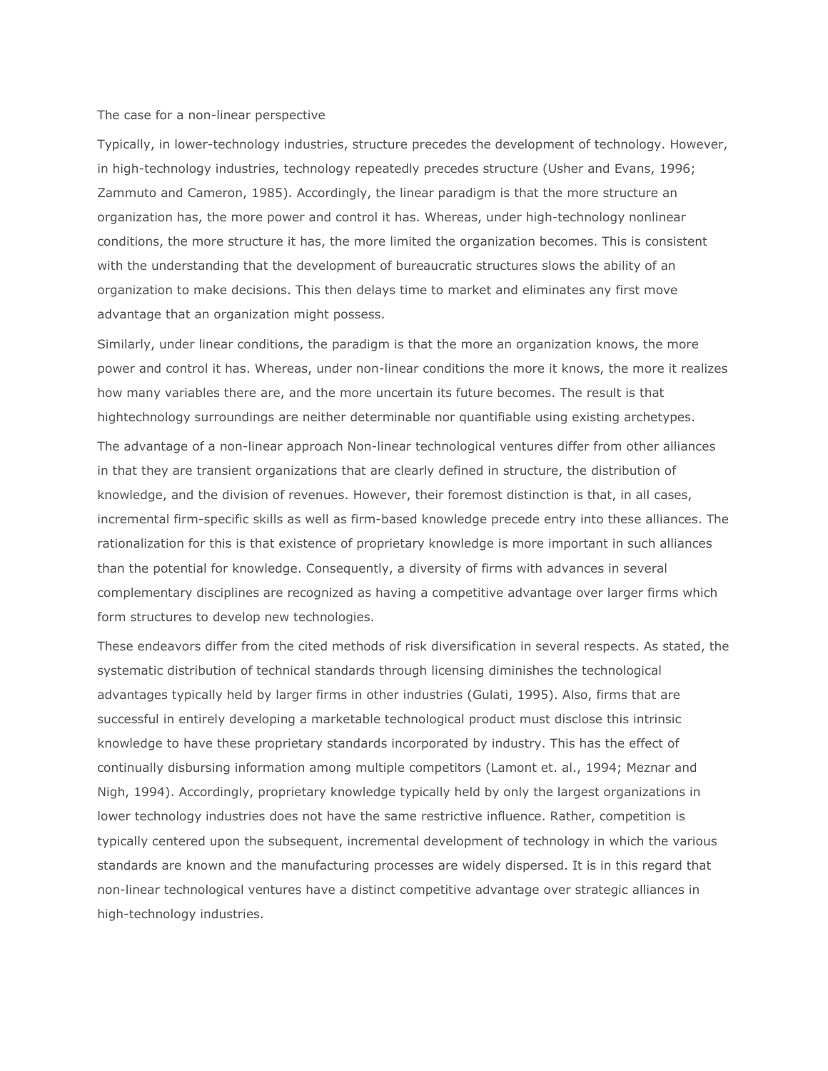## The case for a non-linear perspective

Typically, in lower-technology industries, structure precedes the development of technology. However, in high-technology industries, technology repeatedly precedes structure (Usher and Evans, 1996; Zammuto and Cameron, 1985). Accordingly, the linear paradigm is that the more structure an organization has, the more power and control it has. Whereas, under high-technology nonlinear conditions, the more structure it has, the more limited the organization becomes. This is consistent with the understanding that the development of bureaucratic structures slows the ability of an organization to make decisions. This then delays time to market and eliminates any first move advantage that an organization might possess.

Similarly, under linear conditions, the paradigm is that the more an organization knows, the more power and control it has. Whereas, under non-linear conditions the more it knows, the more it realizes how many variables there are, and the more uncertain its future becomes. The result is that hightechnology surroundings are neither determinable nor quantifiable using existing archetypes.

The advantage of a non-linear approach Non-linear technological ventures differ from other alliances in that they are transient organizations that are clearly defined in structure, the distribution of knowledge, and the division of revenues. However, their foremost distinction is that, in all cases, incremental firm-specific skills as well as firm-based knowledge precede entry into these alliances. The rationalization for this is that existence of proprietary knowledge is more important in such alliances than the potential for knowledge. Consequently, a diversity of firms with advances in several complementary disciplines are recognized as having a competitive advantage over larger firms which form structures to develop new technologies.

These endeavors differ from the cited methods of risk diversification in several respects. As stated, the systematic distribution of technical standards through licensing diminishes the technological advantages typically held by larger firms in other industries (Gulati, 1995). Also, firms that are successful in entirely developing a marketable technological product must disclose this intrinsic knowledge to have these proprietary standards incorporated by industry. This has the effect of continually disbursing information among multiple competitors (Lamont et. al., 1994; Meznar and Nigh, 1994). Accordingly, proprietary knowledge typically held by only the largest organizations in lower technology industries does not have the same restrictive influence. Rather, competition is typically centered upon the subsequent, incremental development of technology in which the various standards are known and the manufacturing processes are widely dispersed. It is in this regard that non-linear technological ventures have a distinct competitive advantage over strategic alliances in high-technology industries.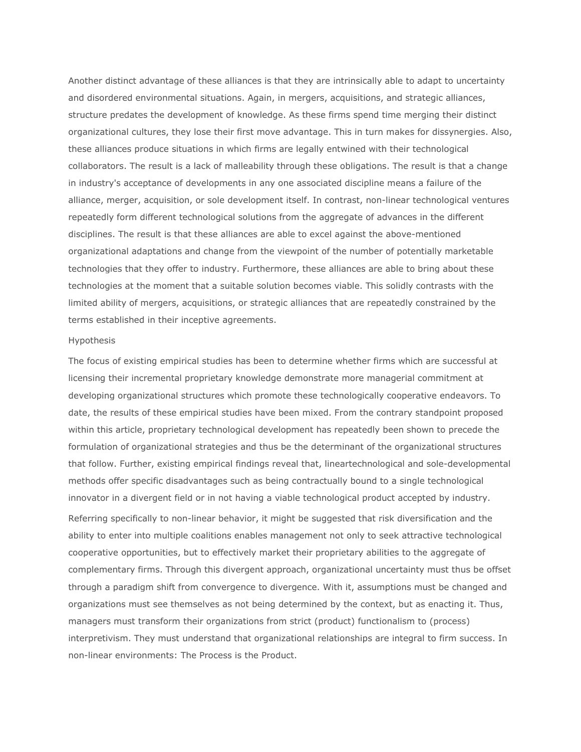Another distinct advantage of these alliances is that they are intrinsically able to adapt to uncertainty and disordered environmental situations. Again, in mergers, acquisitions, and strategic alliances, structure predates the development of knowledge. As these firms spend time merging their distinct organizational cultures, they lose their first move advantage. This in turn makes for dissynergies. Also, these alliances produce situations in which firms are legally entwined with their technological collaborators. The result is a lack of malleability through these obligations. The result is that a change in industry's acceptance of developments in any one associated discipline means a failure of the alliance, merger, acquisition, or sole development itself. In contrast, non-linear technological ventures repeatedly form different technological solutions from the aggregate of advances in the different disciplines. The result is that these alliances are able to excel against the above-mentioned organizational adaptations and change from the viewpoint of the number of potentially marketable technologies that they offer to industry. Furthermore, these alliances are able to bring about these technologies at the moment that a suitable solution becomes viable. This solidly contrasts with the limited ability of mergers, acquisitions, or strategic alliances that are repeatedly constrained by the terms established in their inceptive agreements.

## Hypothesis

The focus of existing empirical studies has been to determine whether firms which are successful at licensing their incremental proprietary knowledge demonstrate more managerial commitment at developing organizational structures which promote these technologically cooperative endeavors. To date, the results of these empirical studies have been mixed. From the contrary standpoint proposed within this article, proprietary technological development has repeatedly been shown to precede the formulation of organizational strategies and thus be the determinant of the organizational structures that follow. Further, existing empirical findings reveal that, lineartechnological and sole-developmental methods offer specific disadvantages such as being contractually bound to a single technological innovator in a divergent field or in not having a viable technological product accepted by industry.

Referring specifically to non-linear behavior, it might be suggested that risk diversification and the ability to enter into multiple coalitions enables management not only to seek attractive technological cooperative opportunities, but to effectively market their proprietary abilities to the aggregate of complementary firms. Through this divergent approach, organizational uncertainty must thus be offset through a paradigm shift from convergence to divergence. With it, assumptions must be changed and organizations must see themselves as not being determined by the context, but as enacting it. Thus, managers must transform their organizations from strict (product) functionalism to (process) interpretivism. They must understand that organizational relationships are integral to firm success. In non-linear environments: The Process is the Product.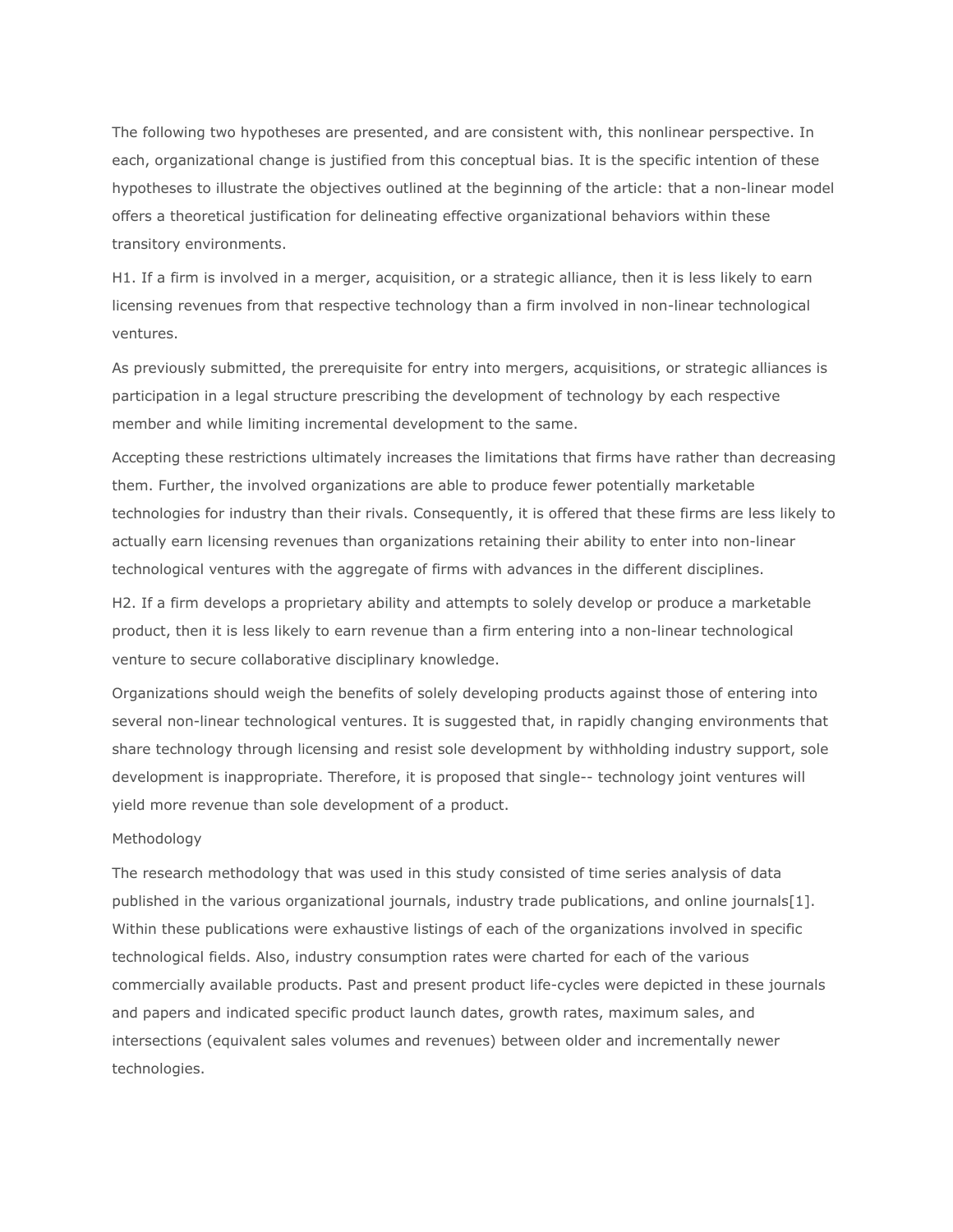The following two hypotheses are presented, and are consistent with, this nonlinear perspective. In each, organizational change is justified from this conceptual bias. It is the specific intention of these hypotheses to illustrate the objectives outlined at the beginning of the article: that a non-linear model offers a theoretical justification for delineating effective organizational behaviors within these transitory environments.

H1. If a firm is involved in a merger, acquisition, or a strategic alliance, then it is less likely to earn licensing revenues from that respective technology than a firm involved in non-linear technological ventures.

As previously submitted, the prerequisite for entry into mergers, acquisitions, or strategic alliances is participation in a legal structure prescribing the development of technology by each respective member and while limiting incremental development to the same.

Accepting these restrictions ultimately increases the limitations that firms have rather than decreasing them. Further, the involved organizations are able to produce fewer potentially marketable technologies for industry than their rivals. Consequently, it is offered that these firms are less likely to actually earn licensing revenues than organizations retaining their ability to enter into non-linear technological ventures with the aggregate of firms with advances in the different disciplines.

H2. If a firm develops a proprietary ability and attempts to solely develop or produce a marketable product, then it is less likely to earn revenue than a firm entering into a non-linear technological venture to secure collaborative disciplinary knowledge.

Organizations should weigh the benefits of solely developing products against those of entering into several non-linear technological ventures. It is suggested that, in rapidly changing environments that share technology through licensing and resist sole development by withholding industry support, sole development is inappropriate. Therefore, it is proposed that single-- technology joint ventures will yield more revenue than sole development of a product.

## Methodology

The research methodology that was used in this study consisted of time series analysis of data published in the various organizational journals, industry trade publications, and online journals[1]. Within these publications were exhaustive listings of each of the organizations involved in specific technological fields. Also, industry consumption rates were charted for each of the various commercially available products. Past and present product life-cycles were depicted in these journals and papers and indicated specific product launch dates, growth rates, maximum sales, and intersections (equivalent sales volumes and revenues) between older and incrementally newer technologies.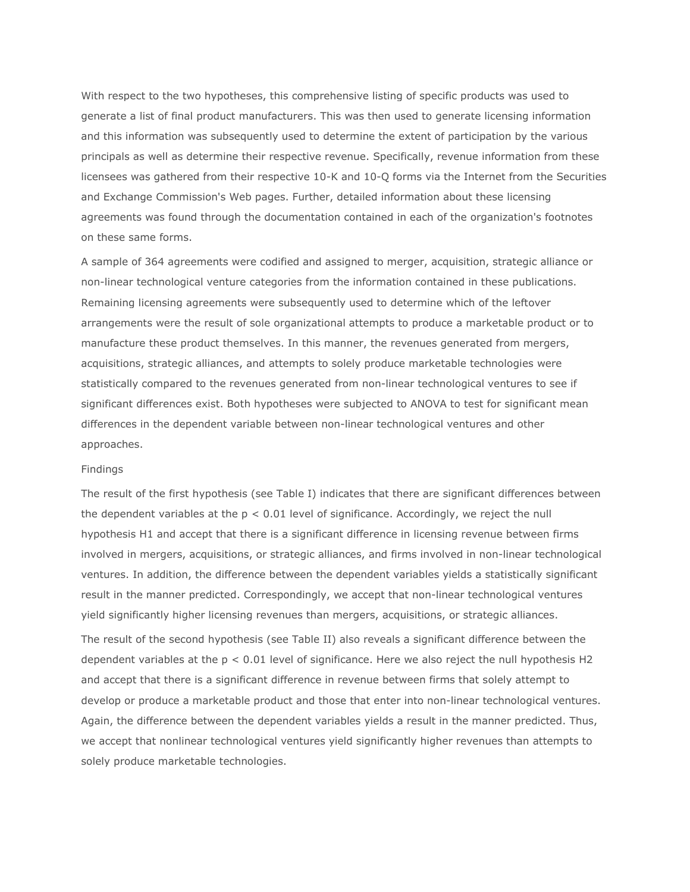With respect to the two hypotheses, this comprehensive listing of specific products was used to generate a list of final product manufacturers. This was then used to generate licensing information and this information was subsequently used to determine the extent of participation by the various principals as well as determine their respective revenue. Specifically, revenue information from these licensees was gathered from their respective 10-K and 10-Q forms via the Internet from the Securities and Exchange Commission's Web pages. Further, detailed information about these licensing agreements was found through the documentation contained in each of the organization's footnotes on these same forms.

A sample of 364 agreements were codified and assigned to merger, acquisition, strategic alliance or non-linear technological venture categories from the information contained in these publications. Remaining licensing agreements were subsequently used to determine which of the leftover arrangements were the result of sole organizational attempts to produce a marketable product or to manufacture these product themselves. In this manner, the revenues generated from mergers, acquisitions, strategic alliances, and attempts to solely produce marketable technologies were statistically compared to the revenues generated from non-linear technological ventures to see if significant differences exist. Both hypotheses were subjected to ANOVA to test for significant mean differences in the dependent variable between non-linear technological ventures and other approaches.

## Findings

The result of the first hypothesis (see Table I) indicates that there are significant differences between the dependent variables at the $p < 0.01$ level of significance. Accordingly, we reject the null hypothesis H1 and accept that there is a significant difference in licensing revenue between firms involved in mergers, acquisitions, or strategic alliances, and firms involved in non-linear technological ventures. In addition, the difference between the dependent variables yields a statistically significant result in the manner predicted. Correspondingly, we accept that non-linear technological ventures yield significantly higher licensing revenues than mergers, acquisitions, or strategic alliances.

The result of the second hypothesis (see Table II) also reveals a significant difference between the dependent variables at the $p < 0.01$ level of significance. Here we also reject the null hypothesis H2 and accept that there is a significant difference in revenue between firms that solely attempt to develop or produce a marketable product and those that enter into non-linear technological ventures. Again, the difference between the dependent variables yields a result in the manner predicted. Thus, we accept that nonlinear technological ventures yield significantly higher revenues than attempts to solely produce marketable technologies.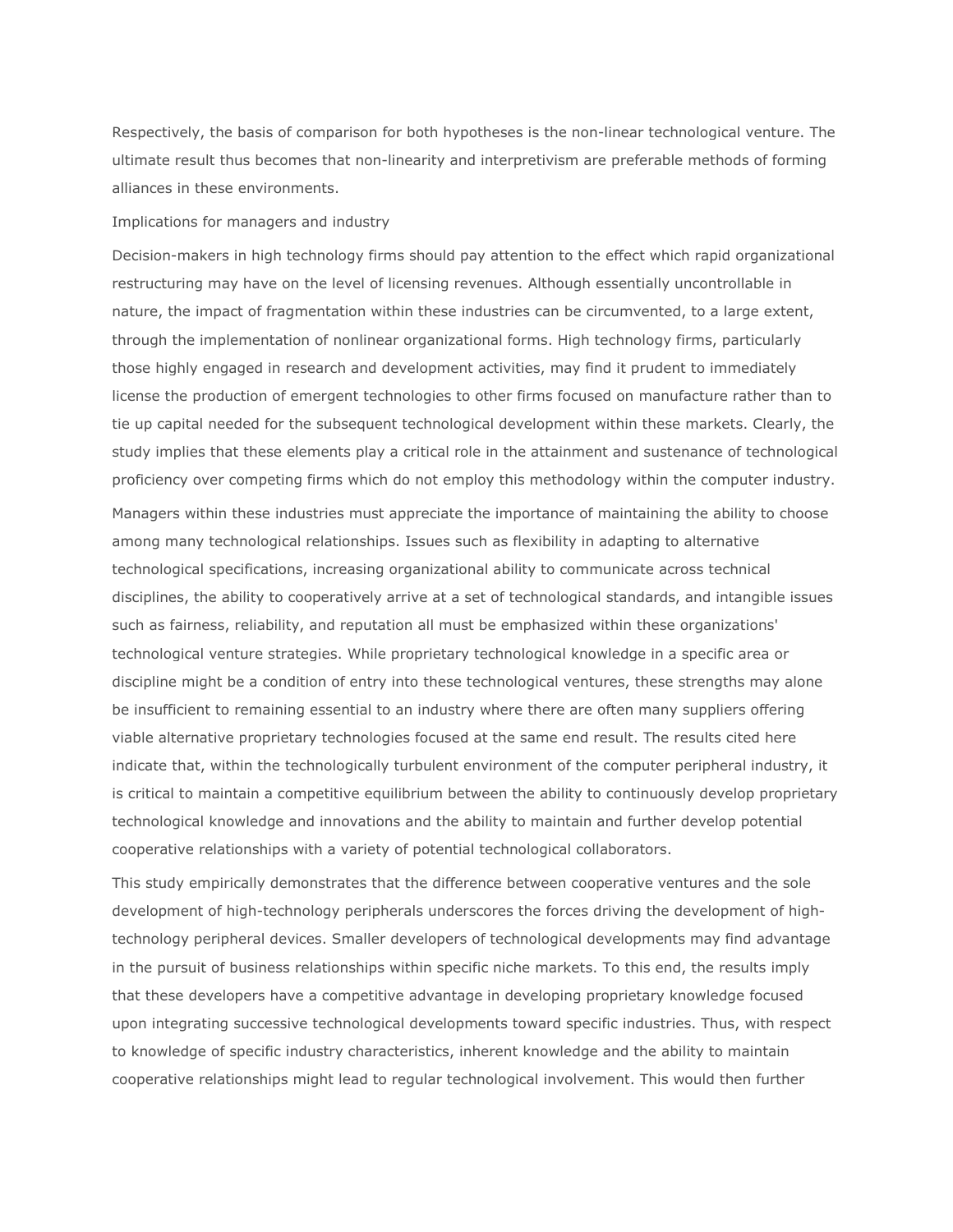Respectively, the basis of comparison for both hypotheses is the non-linear technological venture. The ultimate result thus becomes that non-linearity and interpretivism are preferable methods of forming alliances in these environments.

## Implications for managers and industry

Decision-makers in high technology firms should pay attention to the effect which rapid organizational restructuring may have on the level of licensing revenues. Although essentially uncontrollable in nature, the impact of fragmentation within these industries can be circumvented, to a large extent, through the implementation of nonlinear organizational forms. High technology firms, particularly those highly engaged in research and development activities, may find it prudent to immediately license the production of emergent technologies to other firms focused on manufacture rather than to tie up capital needed for the subsequent technological development within these markets. Clearly, the study implies that these elements play a critical role in the attainment and sustenance of technological proficiency over competing firms which do not employ this methodology within the computer industry.

Managers within these industries must appreciate the importance of maintaining the ability to choose among many technological relationships. Issues such as flexibility in adapting to alternative technological specifications, increasing organizational ability to communicate across technical disciplines, the ability to cooperatively arrive at a set of technological standards, and intangible issues such as fairness, reliability, and reputation all must be emphasized within these organizations' technological venture strategies. While proprietary technological knowledge in a specific area or discipline might be a condition of entry into these technological ventures, these strengths may alone be insufficient to remaining essential to an industry where there are often many suppliers offering viable alternative proprietary technologies focused at the same end result. The results cited here indicate that, within the technologically turbulent environment of the computer peripheral industry, it is critical to maintain a competitive equilibrium between the ability to continuously develop proprietary technological knowledge and innovations and the ability to maintain and further develop potential cooperative relationships with a variety of potential technological collaborators.

This study empirically demonstrates that the difference between cooperative ventures and the sole development of high-technology peripherals underscores the forces driving the development of high-technology peripheral devices. Smaller developers of technological developments may find advantage in the pursuit of business relationships within specific niche markets. To this end, the results imply that these developers have a competitive advantage in developing proprietary knowledge focused upon integrating successive technological developments toward specific industries. Thus, with respect to knowledge of specific industry characteristics, inherent knowledge and the ability to maintain cooperative relationships might lead to regular technological involvement. This would then further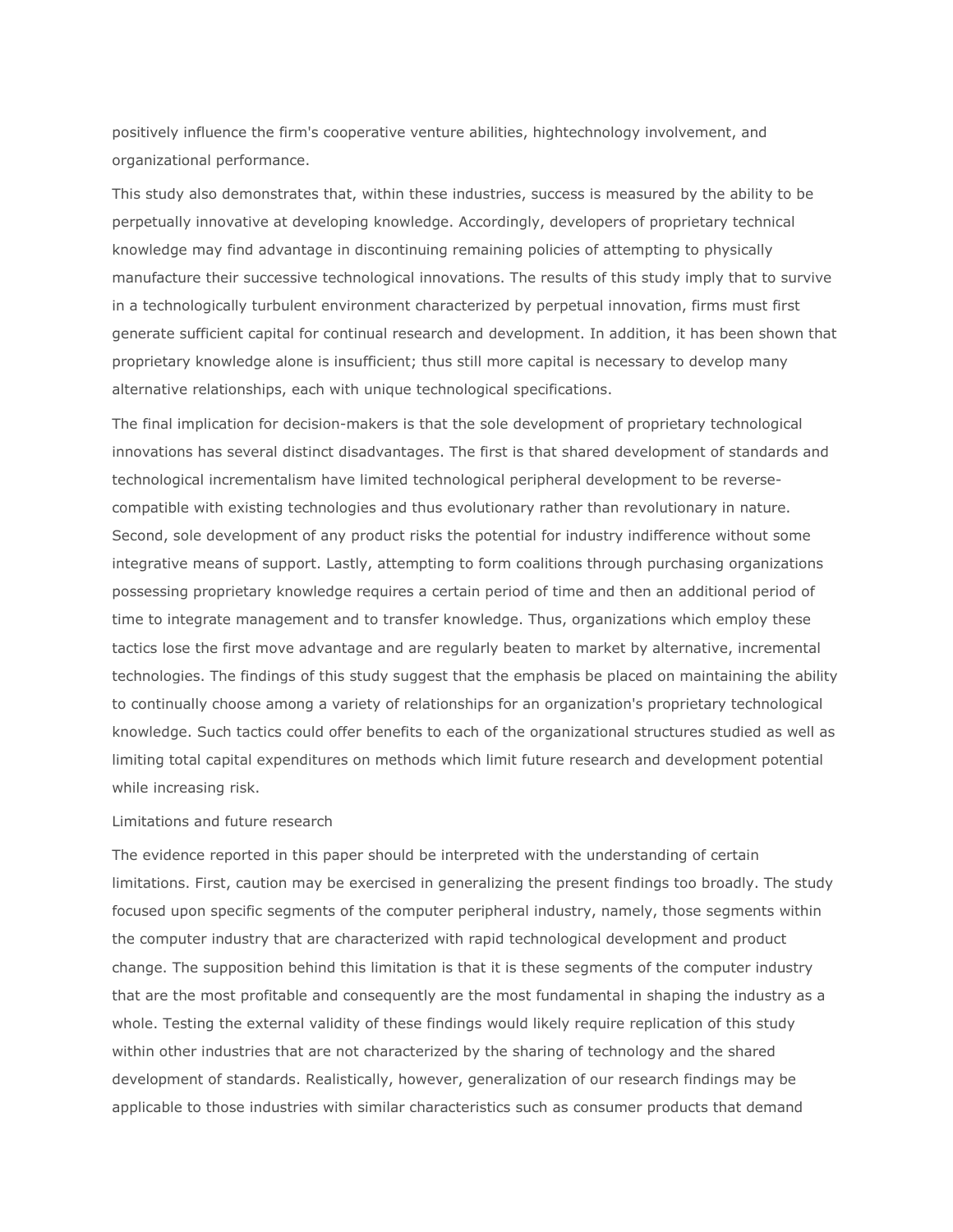positively influence the firm's cooperative venture abilities, hightechnology involvement, and organizational performance.

This study also demonstrates that, within these industries, success is measured by the ability to be perpetually innovative at developing knowledge. Accordingly, developers of proprietary technical knowledge may find advantage in discontinuing remaining policies of attempting to physically manufacture their successive technological innovations. The results of this study imply that to survive in a technologically turbulent environment characterized by perpetual innovation, firms must first generate sufficient capital for continual research and development. In addition, it has been shown that proprietary knowledge alone is insufficient; thus still more capital is necessary to develop many alternative relationships, each with unique technological specifications.

The final implication for decision-makers is that the sole development of proprietary technological innovations has several distinct disadvantages. The first is that shared development of standards and technological incrementalism have limited technological peripheral development to be reverse-compatible with existing technologies and thus evolutionary rather than revolutionary in nature. Second, sole development of any product risks the potential for industry indifference without some integrative means of support. Lastly, attempting to form coalitions through purchasing organizations possessing proprietary knowledge requires a certain period of time and then an additional period of time to integrate management and to transfer knowledge. Thus, organizations which employ these tactics lose the first move advantage and are regularly beaten to market by alternative, incremental technologies. The findings of this study suggest that the emphasis be placed on maintaining the ability to continually choose among a variety of relationships for an organization's proprietary technological knowledge. Such tactics could offer benefits to each of the organizational structures studied as well as limiting total capital expenditures on methods which limit future research and development potential while increasing risk.

## Limitations and future research

The evidence reported in this paper should be interpreted with the understanding of certain limitations. First, caution may be exercised in generalizing the present findings too broadly. The study focused upon specific segments of the computer peripheral industry, namely, those segments within the computer industry that are characterized with rapid technological development and product change. The supposition behind this limitation is that it is these segments of the computer industry that are the most profitable and consequently are the most fundamental in shaping the industry as a whole. Testing the external validity of these findings would likely require replication of this study within other industries that are not characterized by the sharing of technology and the shared development of standards. Realistically, however, generalization of our research findings may be applicable to those industries with similar characteristics such as consumer products that demand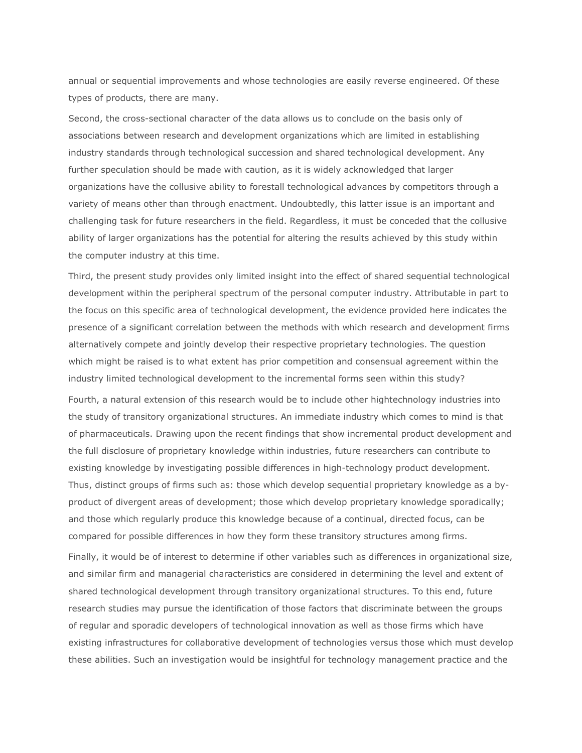annual or sequential improvements and whose technologies are easily reverse engineered. Of these types of products, there are many.

Second, the cross-sectional character of the data allows us to conclude on the basis only of associations between research and development organizations which are limited in establishing industry standards through technological succession and shared technological development. Any further speculation should be made with caution, as it is widely acknowledged that larger organizations have the collusive ability to forestall technological advances by competitors through a variety of means other than through enactment. Undoubtedly, this latter issue is an important and challenging task for future researchers in the field. Regardless, it must be conceded that the collusive ability of larger organizations has the potential for altering the results achieved by this study within the computer industry at this time.

Third, the present study provides only limited insight into the effect of shared sequential technological development within the peripheral spectrum of the personal computer industry. Attributable in part to the focus on this specific area of technological development, the evidence provided here indicates the presence of a significant correlation between the methods with which research and development firms alternatively compete and jointly develop their respective proprietary technologies. The question which might be raised is to what extent has prior competition and consensual agreement within the industry limited technological development to the incremental forms seen within this study?

Fourth, a natural extension of this research would be to include other hightechnology industries into the study of transitory organizational structures. An immediate industry which comes to mind is that of pharmaceuticals. Drawing upon the recent findings that show incremental product development and the full disclosure of proprietary knowledge within industries, future researchers can contribute to existing knowledge by investigating possible differences in high-technology product development. Thus, distinct groups of firms such as: those which develop sequential proprietary knowledge as a by-product of divergent areas of development; those which develop proprietary knowledge sporadically; and those which regularly produce this knowledge because of a continual, directed focus, can be compared for possible differences in how they form these transitory structures among firms.

Finally, it would be of interest to determine if other variables such as differences in organizational size, and similar firm and managerial characteristics are considered in determining the level and extent of shared technological development through transitory organizational structures. To this end, future research studies may pursue the identification of those factors that discriminate between the groups of regular and sporadic developers of technological innovation as well as those firms which have existing infrastructures for collaborative development of technologies versus those which must develop these abilities. Such an investigation would be insightful for technology management practice and the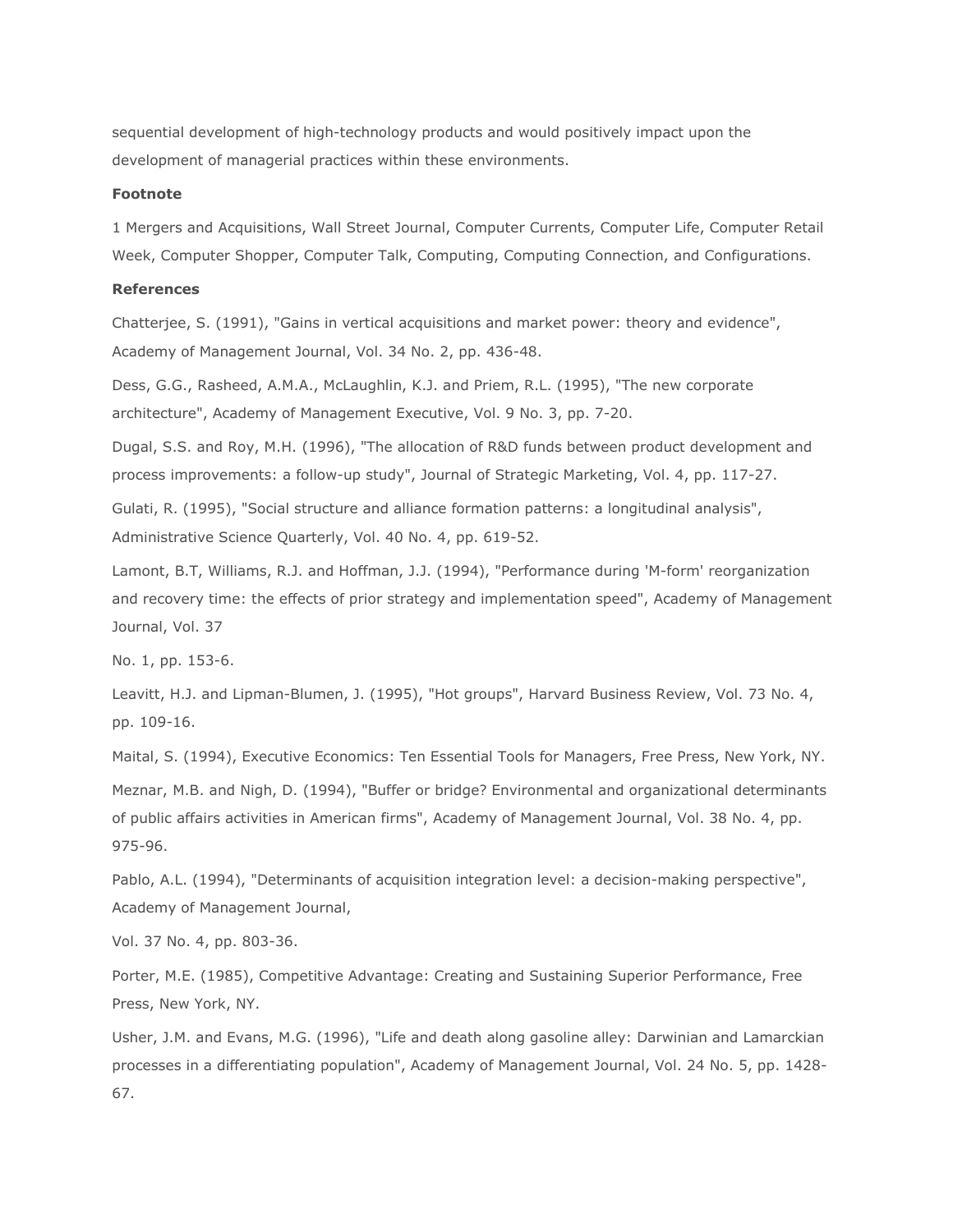sequential development of high-technology products and would positively impact upon the development of managerial practices within these environments.

**Footnote**

1 Mergers and Acquisitions, Wall Street Journal, Computer Currents, Computer Life, Computer Retail Week, Computer Shopper, Computer Talk, Computing, Computing Connection, and Configurations.

**References**

Chatterjee, S. (1991), "Gains in vertical acquisitions and market power: theory and evidence", Academy of Management Journal, Vol. 34 No. 2, pp. 436-48.

Dess, G.G., Rasheed, A.M.A., McLaughlin, K.J. and Priem, R.L. (1995), "The new corporate architecture", Academy of Management Executive, Vol. 9 No. 3, pp. 7-20.

Dugal, S.S. and Roy, M.H. (1996), "The allocation of R&D funds between product development and process improvements: a follow-up study", Journal of Strategic Marketing, Vol. 4, pp. 117-27.

Gulati, R. (1995), "Social structure and alliance formation patterns: a longitudinal analysis", Administrative Science Quarterly, Vol. 40 No. 4, pp. 619-52.

Lamont, B.T, Williams, R.J. and Hoffman, J.J. (1994), "Performance during 'M-form' reorganization and recovery time: the effects of prior strategy and implementation speed", Academy of Management Journal, Vol. 37

No. 1, pp. 153-6.

Leavitt, H.J. and Lipman-Blumen, J. (1995), "Hot groups", Harvard Business Review, Vol. 73 No. 4, pp. 109-16.

Maital, S. (1994), Executive Economics: Ten Essential Tools for Managers, Free Press, New York, NY.

Meznar, M.B. and Nigh, D. (1994), "Buffer or bridge? Environmental and organizational determinants of public affairs activities in American firms", Academy of Management Journal, Vol. 38 No. 4, pp. 975-96.

Pablo, A.L. (1994), "Determinants of acquisition integration level: a decision-making perspective", Academy of Management Journal,

Vol. 37 No. 4, pp. 803-36.

Porter, M.E. (1985), Competitive Advantage: Creating and Sustaining Superior Performance, Free Press, New York, NY.

Usher, J.M. and Evans, M.G. (1996), "Life and death along gasoline alley: Darwinian and Lamarckian processes in a differentiating population", Academy of Management Journal, Vol. 24 No. 5, pp. 1428-67.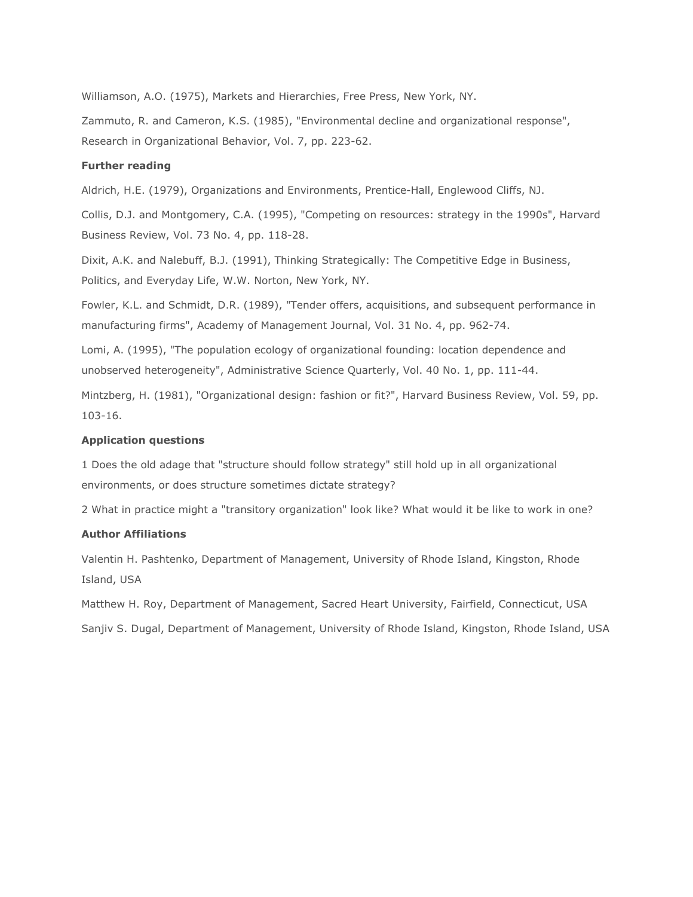Williamson, A.O. (1975), Markets and Hierarchies, Free Press, New York, NY.

Zammuto, R. and Cameron, K.S. (1985), "Environmental decline and organizational response", Research in Organizational Behavior, Vol. 7, pp. 223-62.

**Further reading**

Aldrich, H.E. (1979), Organizations and Environments, Prentice-Hall, Englewood Cliffs, NJ.

Collis, D.J. and Montgomery, C.A. (1995), "Competing on resources: strategy in the 1990s", Harvard Business Review, Vol. 73 No. 4, pp. 118-28.

Dixit, A.K. and Nalebuff, B.J. (1991), Thinking Strategically: The Competitive Edge in Business, Politics, and Everyday Life, W.W. Norton, New York, NY.

Fowler, K.L. and Schmidt, D.R. (1989), "Tender offers, acquisitions, and subsequent performance in manufacturing firms", Academy of Management Journal, Vol. 31 No. 4, pp. 962-74.

Lomi, A. (1995), "The population ecology of organizational founding: location dependence and unobserved heterogeneity", Administrative Science Quarterly, Vol. 40 No. 1, pp. 111-44.

Mintzberg, H. (1981), "Organizational design: fashion or fit?", Harvard Business Review, Vol. 59, pp. 103-16.

**Application questions**

1 Does the old adage that "structure should follow strategy" still hold up in all organizational environments, or does structure sometimes dictate strategy?

2 What in practice might a "transitory organization" look like? What would it be like to work in one?

**Author Affiliations**

Valentin H. Pashtenko, Department of Management, University of Rhode Island, Kingston, Rhode Island, USA

Matthew H. Roy, Department of Management, Sacred Heart University, Fairfield, Connecticut, USA

Sanjiv S. Dugal, Department of Management, University of Rhode Island, Kingston, Rhode Island, USA